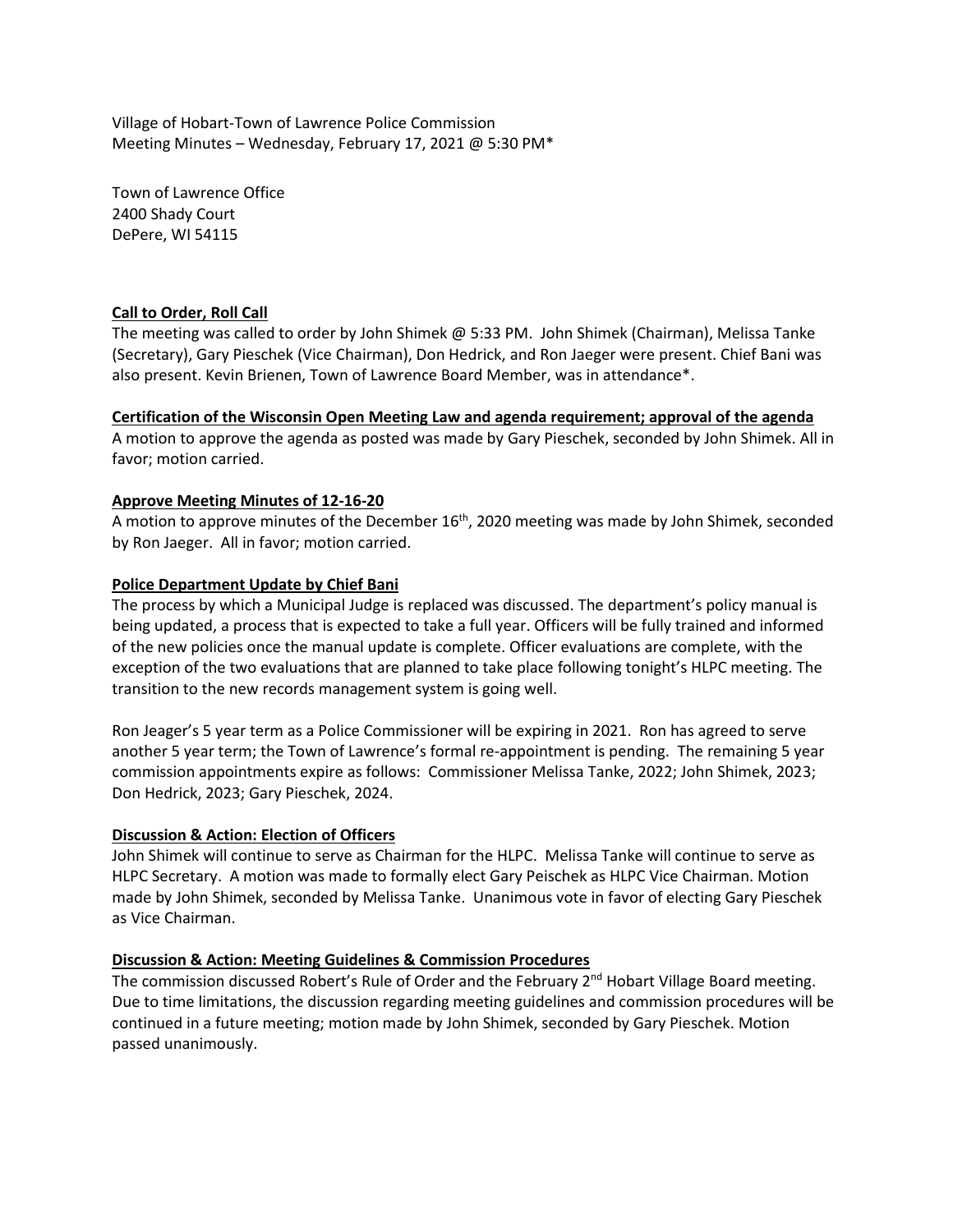Village of Hobart-Town of Lawrence Police Commission
Meeting Minutes – Wednesday, February 17, 2021 @ 5:30 PM*

Town of Lawrence Office
2400 Shady Court
DePere, WI 54115

**Call to Order, Roll Call**

The meeting was called to order by John Shimek @ 5:33 PM. John Shimek (Chairman), Melissa Tanke (Secretary), Gary Pieschek (Vice Chairman), Don Hedrick, and Ron Jaeger were present. Chief Bani was also present. Kevin Brienen, Town of Lawrence Board Member, was in attendance*.

**Certification of the Wisconsin Open Meeting Law and agenda requirement; approval of the agenda**

A motion to approve the agenda as posted was made by Gary Pieschek, seconded by John Shimek. All in favor; motion carried.

**Approve Meeting Minutes of 12-16-20**

A motion to approve minutes of the December 16th, 2020 meeting was made by John Shimek, seconded by Ron Jaeger. All in favor; motion carried.

**Police Department Update by Chief Bani**

The process by which a Municipal Judge is replaced was discussed. The department's policy manual is being updated, a process that is expected to take a full year. Officers will be fully trained and informed of the new policies once the manual update is complete. Officer evaluations are complete, with the exception of the two evaluations that are planned to take place following tonight's HLPC meeting. The transition to the new records management system is going well.

Ron Jeager's 5 year term as a Police Commissioner will be expiring in 2021. Ron has agreed to serve another 5 year term; the Town of Lawrence's formal re-appointment is pending. The remaining 5 year commission appointments expire as follows: Commissioner Melissa Tanke, 2022; John Shimek, 2023; Don Hedrick, 2023; Gary Pieschek, 2024.

**Discussion & Action: Election of Officers**

John Shimek will continue to serve as Chairman for the HLPC. Melissa Tanke will continue to serve as HLPC Secretary. A motion was made to formally elect Gary Peischek as HLPC Vice Chairman. Motion made by John Shimek, seconded by Melissa Tanke. Unanimous vote in favor of electing Gary Pieschek as Vice Chairman.

**Discussion & Action: Meeting Guidelines & Commission Procedures**

The commission discussed Robert's Rule of Order and the February 2nd Hobart Village Board meeting. Due to time limitations, the discussion regarding meeting guidelines and commission procedures will be continued in a future meeting; motion made by John Shimek, seconded by Gary Pieschek. Motion passed unanimously.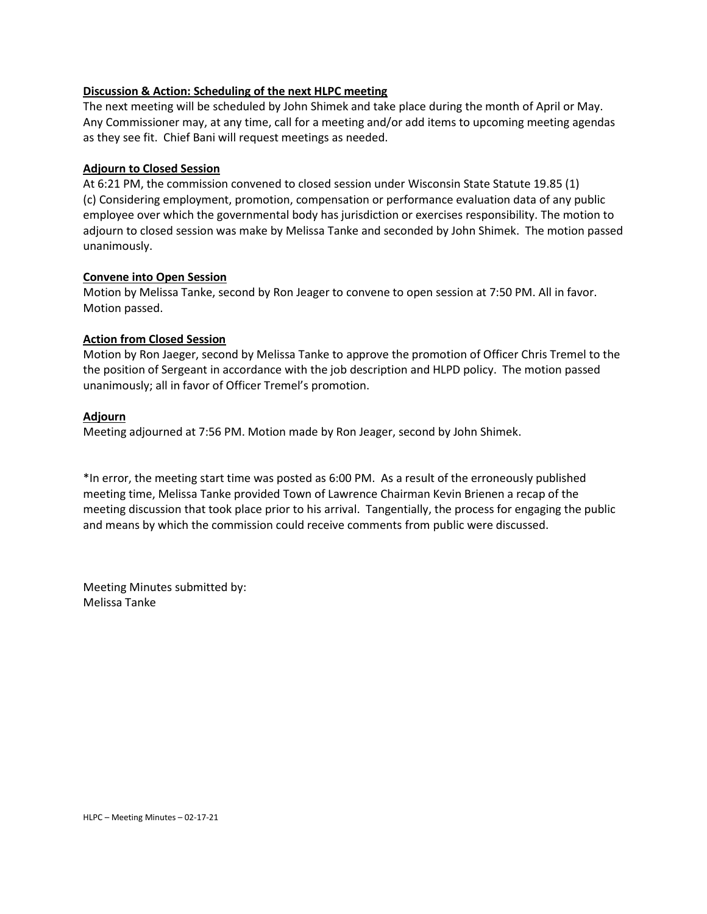**Discussion & Action: Scheduling of the next HLPC meeting**

The next meeting will be scheduled by John Shimek and take place during the month of April or May. Any Commissioner may, at any time, call for a meeting and/or add items to upcoming meeting agendas as they see fit. Chief Bani will request meetings as needed.

**Adjourn to Closed Session**

At 6:21 PM, the commission convened to closed session under Wisconsin State Statute 19.85 (1) (c) Considering employment, promotion, compensation or performance evaluation data of any public employee over which the governmental body has jurisdiction or exercises responsibility. The motion to adjourn to closed session was make by Melissa Tanke and seconded by John Shimek. The motion passed unanimously.

**Convene into Open Session**

Motion by Melissa Tanke, second by Ron Jeager to convene to open session at 7:50 PM. All in favor. Motion passed.

**Action from Closed Session**

Motion by Ron Jaeger, second by Melissa Tanke to approve the promotion of Officer Chris Tremel to the the position of Sergeant in accordance with the job description and HLPD policy. The motion passed unanimously; all in favor of Officer Tremel's promotion.

**Adjourn**

Meeting adjourned at 7:56 PM. Motion made by Ron Jeager, second by John Shimek.

*In error, the meeting start time was posted as 6:00 PM. As a result of the erroneously published meeting time, Melissa Tanke provided Town of Lawrence Chairman Kevin Brienen a recap of the meeting discussion that took place prior to his arrival. Tangentially, the process for engaging the public and means by which the commission could receive comments from public were discussed.

Meeting Minutes submitted by:
Melissa Tanke

HLPC – Meeting Minutes – 02-17-21